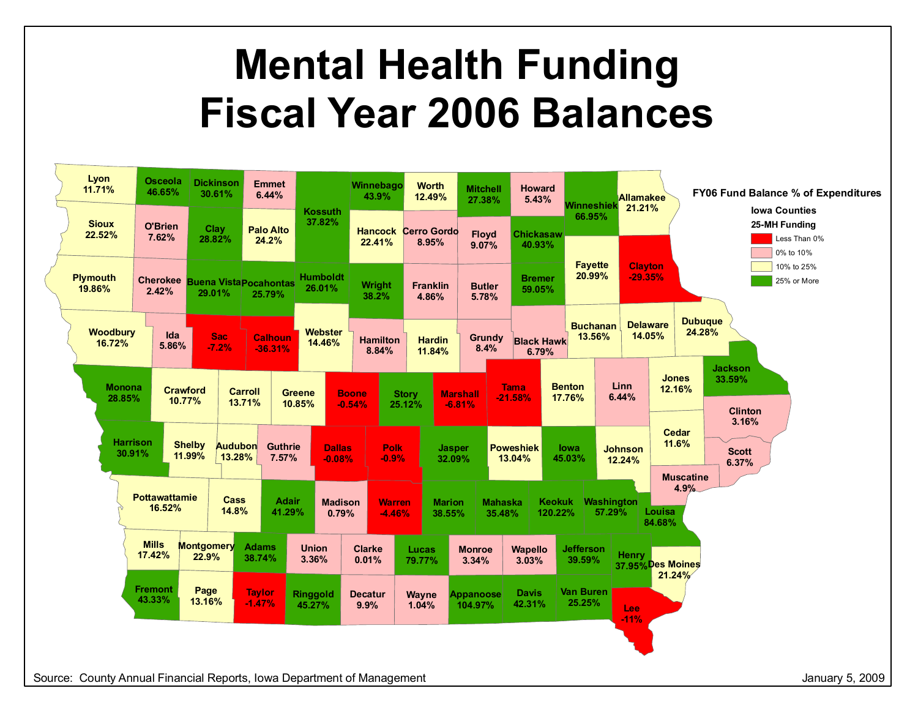# Mental Health Funding
# Fiscal Year 2006 Balances

**FY06 Fund Balance % of Expenditures**

**Iowa Counties**

**25-MH Funding**

- Less Than 0%
- 0% to 10%
- 10% to 25%
- 25% or More

| County | FY06 Fund Balance % of Expenditures |
|---|---|
| Lyon | 11.71% |
| Osceola | 46.65% |
| Dickinson | 30.61% |
| Emmet | 6.44% |
| Kossuth | 37.82% |
| Winnebago | 43.9% |
| Worth | 12.49% |
| Mitchell | 27.38% |
| Howard | 5.43% |
| Winneshiek | 66.95% |
| Allamakee | 21.21% |
| Sioux | 22.52% |
| O'Brien | 7.62% |
| Clay | 28.82% |
| Palo Alto | 24.2% |
| Hancock | 22.41% |
| Cerro Gordo | 8.95% |
| Floyd | 9.07% |
| Chickasaw | 40.93% |
| Fayette | 20.99% |
| Clayton | -29.35% |
| Plymouth | 19.86% |
| Cherokee | 2.42% |
| Buena Vista | 29.01% |
| Pocahontas | 25.79% |
| Humboldt | 26.01% |
| Wright | 38.2% |
| Franklin | 4.86% |
| Butler | 5.78% |
| Bremer | 59.05% |
| Woodbury | 16.72% |
| Ida | 5.86% |
| Sac | -7.2% |
| Calhoun | -36.31% |
| Webster | 14.46% |
| Hamilton | 8.84% |
| Hardin | 11.84% |
| Grundy | 8.4% |
| Black Hawk | 6.79% |
| Buchanan | 13.56% |
| Delaware | 14.05% |
| Dubuque | 24.28% |
| Monona | 28.85% |
| Crawford | 10.77% |
| Carroll | 13.71% |
| Greene | 10.85% |
| Boone | -0.54% |
| Story | 25.12% |
| Marshall | -6.81% |
| Tama | -21.58% |
| Benton | 17.76% |
| Linn | 6.44% |
| Jones | 12.16% |
| Jackson | 33.59% |
| Harrison | 30.91% |
| Shelby | 11.99% |
| Audubon | 13.28% |
| Guthrie | 7.57% |
| Dallas | -0.08% |
| Polk | -0.9% |
| Jasper | 32.09% |
| Poweshiek | 13.04% |
| Iowa | 45.03% |
| Johnson | 12.24% |
| Cedar | 11.6% |
| Clinton | 3.16% |
| Scott | 6.37% |
| Muscatine | 4.9% |
| Pottawattamie | 16.52% |
| Cass | 14.8% |
| Adair | 41.29% |
| Madison | 0.79% |
| Warren | -4.46% |
| Marion | 38.55% |
| Mahaska | 35.48% |
| Keokuk | 120.22% |
| Washington | 57.29% |
| Louisa | 84.68% |
| Mills | 17.42% |
| Montgomery | 22.9% |
| Adams | 38.74% |
| Union | 3.36% |
| Clarke | 0.01% |
| Lucas | 79.77% |
| Monroe | 3.34% |
| Wapello | 3.03% |
| Jefferson | 39.59% |
| Henry | 37.95% |
| Des Moines | 21.24% |
| Fremont | 43.33% |
| Page | 13.16% |
| Taylor | -1.47% |
| Ringgold | 45.27% |
| Decatur | 9.9% |
| Wayne | 1.04% |
| Appanoose | 104.97% |
| Davis | 42.31% |
| Van Buren | 25.25% |
| Lee | -11% |

Source: County Annual Financial Reports, Iowa Department of Management

January 5, 2009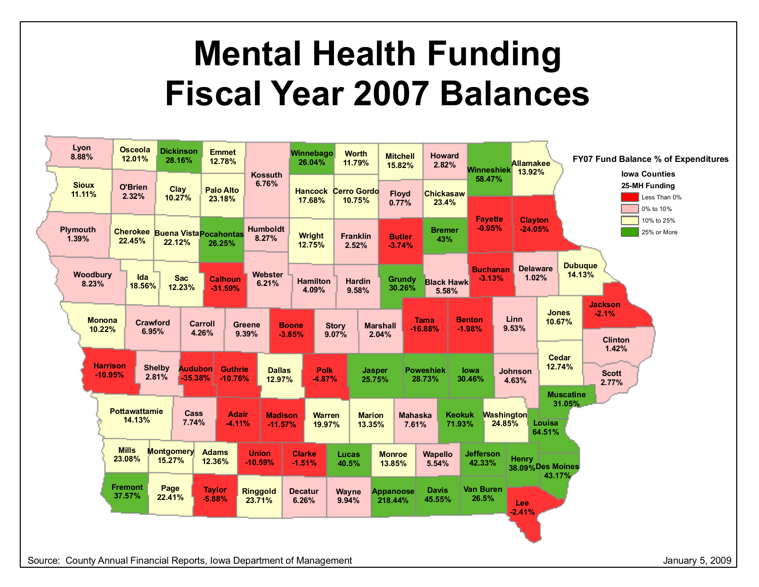# Mental Health Funding
# Fiscal Year 2007 Balances

**FY07 Fund Balance % of Expenditures**

**Iowa Counties**

**25-MH Funding**

- Less Than 0%
- 0% to 10%
- 10% to 25%
- 25% or More

| County | FY07 Fund Balance % |
| --- | --- |
| Lyon | 8.88% |
| Osceola | 12.01% |
| Dickinson | 28.16% |
| Emmet | 12.78% |
| Kossuth | 6.76% |
| Winnebago | 26.04% |
| Worth | 11.79% |
| Mitchell | 15.82% |
| Howard | 2.82% |
| Winneshiek | 58.47% |
| Allamakee | 13.92% |
| Sioux | 11.11% |
| O'Brien | 2.32% |
| Clay | 10.27% |
| Palo Alto | 23.18% |
| Hancock | 17.68% |
| Cerro Gordo | 10.75% |
| Floyd | 0.77% |
| Chickasaw | 23.4% |
| Plymouth | 1.39% |
| Cherokee | 22.45% |
| Buena Vista | 22.12% |
| Pocahontas | 26.25% |
| Humboldt | 8.27% |
| Wright | 12.75% |
| Franklin | 2.52% |
| Butler | -3.74% |
| Bremer | 43% |
| Fayette | -0.95% |
| Clayton | -24.05% |
| Woodbury | 8.23% |
| Ida | 18.56% |
| Sac | 12.23% |
| Calhoun | -31.59% |
| Webster | 6.21% |
| Hamilton | 4.09% |
| Hardin | 9.58% |
| Grundy | 30.26% |
| Black Hawk | 5.58% |
| Buchanan | -3.13% |
| Delaware | 1.02% |
| Dubuque | 14.13% |
| Monona | 10.22% |
| Crawford | 6.95% |
| Carroll | 4.26% |
| Greene | 9.39% |
| Boone | -3.85% |
| Story | 9.07% |
| Marshall | 2.04% |
| Tama | -16.88% |
| Benton | -1.98% |
| Linn | 9.53% |
| Jones | 10.67% |
| Jackson | -2.1% |
| Clinton | 1.42% |
| Harrison | -10.95% |
| Shelby | 2.81% |
| Audubon | -35.38% |
| Guthrie | -10.76% |
| Dallas | 12.97% |
| Polk | -4.87% |
| Jasper | 25.75% |
| Poweshiek | 28.73% |
| Iowa | 30.46% |
| Johnson | 4.63% |
| Cedar | 12.74% |
| Scott | 2.77% |
| Muscatine | 31.05% |
| Pottawattamie | 14.13% |
| Cass | 7.74% |
| Adair | -4.11% |
| Madison | -11.57% |
| Warren | 19.97% |
| Marion | 13.35% |
| Mahaska | 7.61% |
| Keokuk | 71.93% |
| Washington | 24.85% |
| Louisa | 64.51% |
| Mills | 23.08% |
| Montgomery | 15.27% |
| Adams | 12.36% |
| Union | -10.59% |
| Clarke | -1.51% |
| Lucas | 40.5% |
| Monroe | 13.85% |
| Wapello | 5.54% |
| Jefferson | 42.33% |
| Henry | 38.09% |
| Des Moines | 43.17% |
| Fremont | 37.57% |
| Page | 22.41% |
| Taylor | -5.88% |
| Ringgold | 23.71% |
| Decatur | 6.26% |
| Wayne | 9.94% |
| Appanoose | 218.44% |
| Davis | 45.55% |
| Van Buren | 26.5% |
| Lee | -2.41% |

Source: County Annual Financial Reports, Iowa Department of Management

January 5, 2009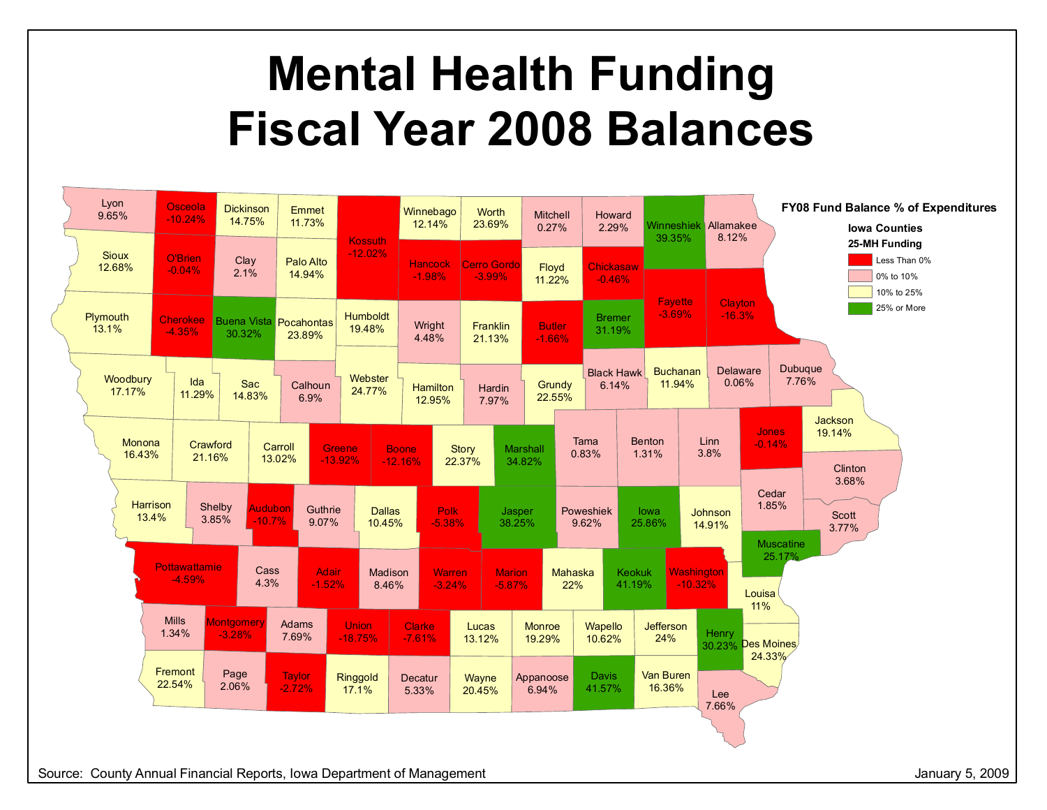# Mental Health Funding Fiscal Year 2008 Balances

**FY08 Fund Balance % of Expenditures**

**Iowa Counties**

**25-MH Funding**

Less Than 0%

0% to 10%

10% to 25%

25% or More

Lyon 9.65%
Osceola -10.24%
Dickinson 14.75%
Emmet 11.73%
Kossuth -12.02%
Winnebago 12.14%
Worth 23.69%
Mitchell 0.27%
Howard 2.29%
Winneshiek 39.35%
Allamakee 8.12%
Sioux 12.68%
O'Brien -0.04%
Clay 2.1%
Palo Alto 14.94%
Hancock -1.98%
Cerro Gordo -3.99%
Floyd 11.22%
Chickasaw -0.46%
Fayette -3.69%
Clayton -16.3%
Plymouth 13.1%
Cherokee -4.35%
Buena Vista 30.32%
Pocahontas 23.89%
Humboldt 19.48%
Wright 4.48%
Franklin 21.13%
Butler -1.66%
Bremer 31.19%
Black Hawk 6.14%
Buchanan 11.94%
Delaware 0.06%
Dubuque 7.76%
Woodbury 17.17%
Ida 11.29%
Sac 14.83%
Calhoun 6.9%
Webster 24.77%
Hamilton 12.95%
Hardin 7.97%
Grundy 22.55%
Jackson 19.14%
Monona 16.43%
Crawford 21.16%
Carroll 13.02%
Greene -13.92%
Boone -12.16%
Story 22.37%
Marshall 34.82%
Tama 0.83%
Benton 1.31%
Linn 3.8%
Jones -0.14%
Clinton 3.68%
Harrison 13.4%
Shelby 3.85%
Audubon -10.7%
Guthrie 9.07%
Dallas 10.45%
Polk -5.38%
Jasper 38.25%
Poweshiek 9.62%
Iowa 25.86%
Johnson 14.91%
Cedar 1.85%
Scott 3.77%
Muscatine 25.17%
Pottawattamie -4.59%
Cass 4.3%
Adair -1.52%
Madison 8.46%
Warren -3.24%
Marion -5.87%
Mahaska 22%
Keokuk 41.19%
Washington -10.32%
Louisa 11%
Mills 1.34%
Montgomery -3.28%
Adams 7.69%
Union -18.75%
Clarke -7.61%
Lucas 13.12%
Monroe 19.29%
Wapello 10.62%
Jefferson 24%
Henry 30.23%
Des Moines 24.33%
Fremont 22.54%
Page 2.06%
Taylor -2.72%
Ringgold 17.1%
Decatur 5.33%
Wayne 20.45%
Appanoose 6.94%
Davis 41.57%
Van Buren 16.36%
Lee 7.66%

Source: County Annual Financial Reports, Iowa Department of Management

January 5, 2009